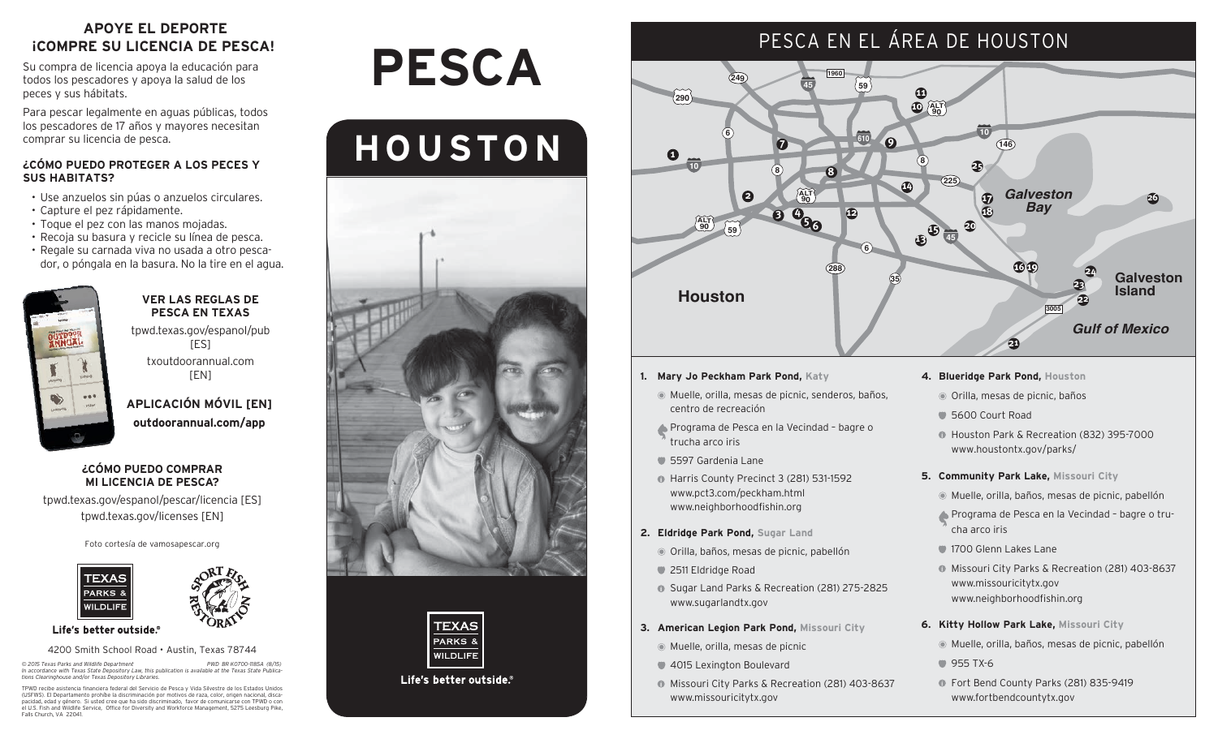## APOYE EL DEPORTE ¡COMPRE SU LICENCIA DE PESCA!

Su compra de licencia apoya la educación para todos los pescadores y apoya la salud de los peces y sus hábitats.

Para pescar legalmente en aguas públicas, todos los pescadores de 17 años y mayores necesitan comprar su licencia de pesca.

### ¿CÓMO PUEDO PROTEGER A LOS PECES Y SUS HABITATS?

- Use anzuelos sin púas o anzuelos circulares.
- Capture el pez rápidamente.
- Toque el pez con las manos mojadas.
- Recoja su basura y recicle su línea de pesca.
- Regale su carnada viva no usada a otro pescador, o póngala en la basura. No la tire en el agua.

### VER LAS REGLAS DE PESCA EN TEXAS

tpwd.texas.gov/espanol/pub [ES]

txoutdoorannual.com [EN]

### APLICACIÓN MÓVIL [EN]

**outdoorannual.com/app**

### ¿CÓMO PUEDO COMPRAR MI LICENCIA DE PESCA?

tpwd.texas.gov/espanol/pescar/licencia [ES]

tpwd.texas.gov/licenses [EN]

Foto cortesía de vamosapescar.org

TEXAS PARKS & WILDLIFE

Life's better outside.®

4200 Smith School Road • Austin, Texas 78744

*© 2015 Texas Parks and Wildlife Department PWD BR K0700-1185A (8/15)*
*In accordance with Texas State Depository Law, this publication is available at the Texas State Publications Clearinghouse and/or Texas Depository Libraries.*

TPWD recibe asistencia financiera federal del Servicio de Pesca y Vida Silvestre de los Estados Unidos (USFWS). El Departamento prohíbe la discriminación por motivos de raza, color, origen nacional, discapacidad, edad y género. Si usted cree que ha sido discriminado, favor de comunicarse con TPWD o con el U.S. Fish and Wildlife Service, Office for Diversity and Workforce Management, 5275 Leesburg Pike, Falls Church, VA 22041.

# PESCA

# HOUSTON

TEXAS PARKS & WILDLIFE

Life's better outside.®

## PESCA EN EL ÁREA DE HOUSTON

Houston — Galveston Bay — Galveston Island — Gulf of Mexico

1. **Mary Jo Peckham Park Pond,** Katy
   - Muelle, orilla, mesas de picnic, senderos, baños, centro de recreación
   - Programa de Pesca en la Vecindad – bagre o trucha arco iris
   - 5597 Gardenia Lane
   - Harris County Precinct 3 (281) 531-1592 www.pct3.com/peckham.html www.neighborhoodfishin.org

2. **Eldridge Park Pond,** Sugar Land
   - Orilla, baños, mesas de picnic, pabellón
   - 2511 Eldridge Road
   - Sugar Land Parks & Recreation (281) 275-2825 www.sugarlandtx.gov

3. **American Legion Park Pond,** Missouri City
   - Muelle, orilla, mesas de picnic
   - 4015 Lexington Boulevard
   - Missouri City Parks & Recreation (281) 403-8637 www.missouricitytx.gov

4. **Blueridge Park Pond,** Houston
   - Orilla, mesas de picnic, baños
   - 5600 Court Road
   - Houston Park & Recreation (832) 395-7000 www.houstontx.gov/parks/

5. **Community Park Lake,** Missouri City
   - Muelle, orilla, baños, mesas de picnic, pabellón
   - Programa de Pesca en la Vecindad – bagre o trucha arco iris
   - 1700 Glenn Lakes Lane
   - Missouri City Parks & Recreation (281) 403-8637 www.missouricitytx.gov www.neighborhoodfishin.org

6. **Kitty Hollow Park Lake,** Missouri City
   - Muelle, orilla, baños, mesas de picnic, pabellón
   - 955 TX-6
   - Fort Bend County Parks (281) 835-9419 www.fortbendcountytx.gov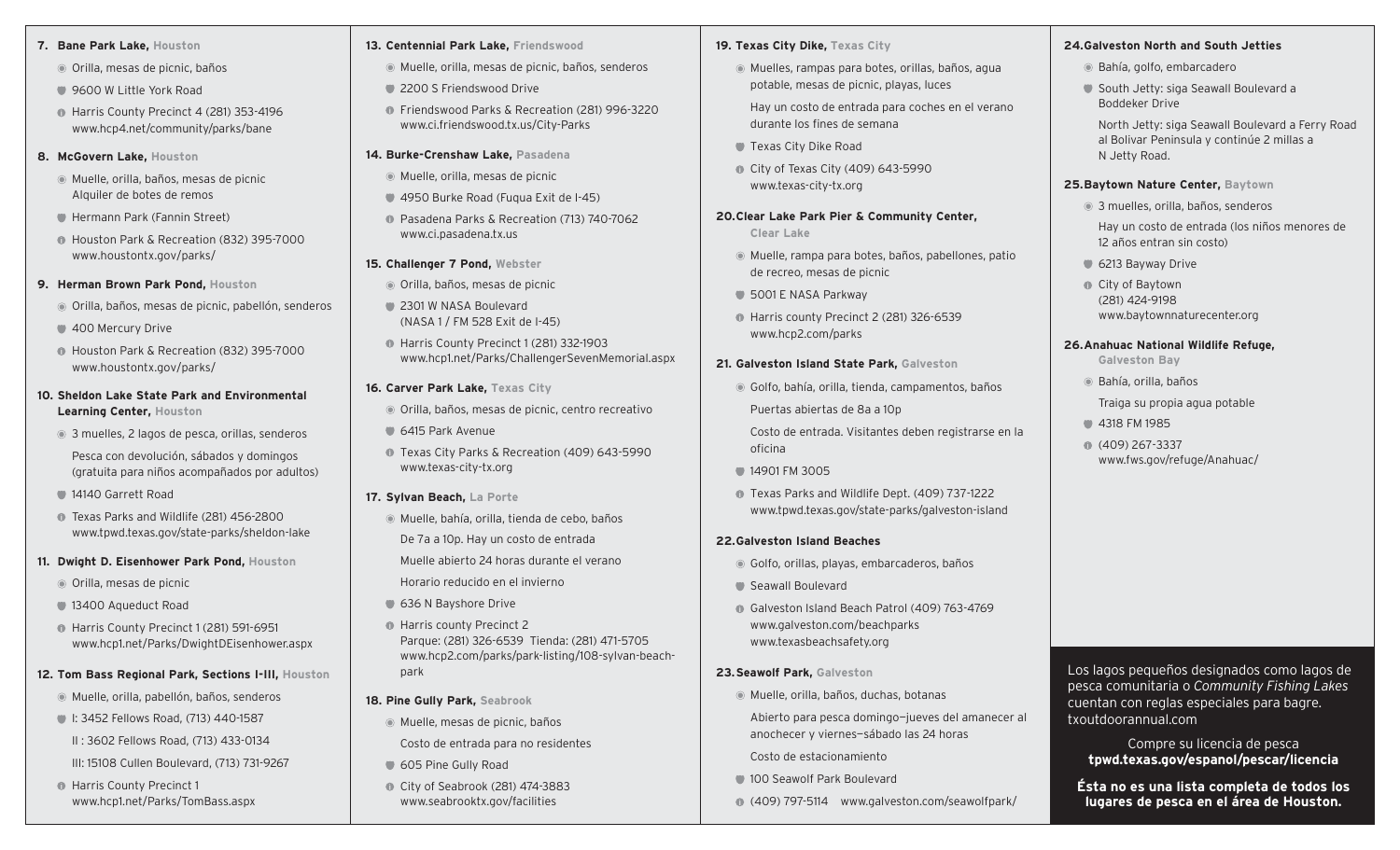**7. Bane Park Lake,** Houston

- Orilla, mesas de picnic, baños
- 9600 W Little York Road
- Harris County Precinct 4 (281) 353-4196
  www.hcp4.net/community/parks/bane

**8. McGovern Lake,** Houston

- Muelle, orilla, baños, mesas de picnic
  Alquiler de botes de remos
- Hermann Park (Fannin Street)
- Houston Park & Recreation (832) 395-7000
  www.houstontx.gov/parks/

**9. Herman Brown Park Pond,** Houston

- Orilla, baños, mesas de picnic, pabellón, senderos
- 400 Mercury Drive
- Houston Park & Recreation (832) 395-7000
  www.houstontx.gov/parks/

**10. Sheldon Lake State Park and Environmental Learning Center,** Houston

- 3 muelles, 2 lagos de pesca, orillas, senderos
  Pesca con devolución, sábados y domingos (gratuita para niños acompañados por adultos)
- 14140 Garrett Road
- Texas Parks and Wildlife (281) 456-2800
  www.tpwd.texas.gov/state-parks/sheldon-lake

**11. Dwight D. Eisenhower Park Pond,** Houston

- Orilla, mesas de picnic
- 13400 Aqueduct Road
- Harris County Precinct 1 (281) 591-6951
  www.hcp1.net/Parks/DwightDEisenhower.aspx

**12. Tom Bass Regional Park, Sections I-III,** Houston

- Muelle, orilla, pabellón, baños, senderos
- I: 3452 Fellows Road, (713) 440-1587
  II : 3602 Fellows Road, (713) 433-0134
  III: 15108 Cullen Boulevard, (713) 731-9267
- Harris County Precinct 1
  www.hcp1.net/Parks/TomBass.aspx

**13. Centennial Park Lake,** Friendswood

- Muelle, orilla, mesas de picnic, baños, senderos
- 2200 S Friendswood Drive
- Friendswood Parks & Recreation (281) 996-3220
  www.ci.friendswood.tx.us/City-Parks

**14. Burke-Crenshaw Lake,** Pasadena

- Muelle, orilla, mesas de picnic
- 4950 Burke Road (Fuqua Exit de I-45)
- Pasadena Parks & Recreation (713) 740-7062
  www.ci.pasadena.tx.us

**15. Challenger 7 Pond,** Webster

- Orilla, baños, mesas de picnic
- 2301 W NASA Boulevard
  (NASA 1 / FM 528 Exit de I-45)
- Harris County Precinct 1 (281) 332-1903
  www.hcp1.net/Parks/ChallengerSevenMemorial.aspx

**16. Carver Park Lake,** Texas City

- Orilla, baños, mesas de picnic, centro recreativo
- 6415 Park Avenue
- Texas City Parks & Recreation (409) 643-5990
  www.texas-city-tx.org

**17. Sylvan Beach,** La Porte

- Muelle, bahía, orilla, tienda de cebo, baños
  De 7a a 10p. Hay un costo de entrada
  Muelle abierto 24 horas durante el verano
  Horario reducido en el invierno
- 636 N Bayshore Drive
- Harris county Precinct 2
  Parque: (281) 326-6539 Tienda: (281) 471-5705
  www.hcp2.com/parks/park-listing/108-sylvan-beach-park

**18. Pine Gully Park,** Seabrook

- Muelle, mesas de picnic, baños
  Costo de entrada para no residentes
- 605 Pine Gully Road
- City of Seabrook (281) 474-3883
  www.seabrooktx.gov/facilities

**19. Texas City Dike,** Texas City

- Muelles, rampas para botes, orillas, baños, agua potable, mesas de picnic, playas, luces
  Hay un costo de entrada para coches en el verano durante los fines de semana
- Texas City Dike Road
- City of Texas City (409) 643-5990
  www.texas-city-tx.org

**20. Clear Lake Park Pier & Community Center,** Clear Lake

- Muelle, rampa para botes, baños, pabellones, patio de recreo, mesas de picnic
- 5001 E NASA Parkway
- Harris county Precinct 2 (281) 326-6539
  www.hcp2.com/parks

**21. Galveston Island State Park,** Galveston

- Golfo, bahía, orilla, tienda, campamentos, baños
  Puertas abiertas de 8a a 10p
  Costo de entrada. Visitantes deben registrarse en la oficina
- 14901 FM 3005
- Texas Parks and Wildlife Dept. (409) 737-1222
  www.tpwd.texas.gov/state-parks/galveston-island

**22. Galveston Island Beaches**

- Golfo, orillas, playas, embarcaderos, baños
- Seawall Boulevard
- Galveston Island Beach Patrol (409) 763-4769
  www.galveston.com/beachparks
  www.texasbeachsafety.org

**23. Seawolf Park,** Galveston

- Muelle, orilla, baños, duchas, botanas
  Abierto para pesca domingo—jueves del amanecer al anochecer y viernes—sábado las 24 horas
  Costo de estacionamiento
- 100 Seawolf Park Boulevard
- (409) 797-5114 www.galveston.com/seawolfpark/

**24. Galveston North and South Jetties**

- Bahía, golfo, embarcadero
- South Jetty: siga Seawall Boulevard a Boddeker Drive
  North Jetty: siga Seawall Boulevard a Ferry Road al Bolivar Peninsula y continúe 2 millas a N Jetty Road.

**25. Baytown Nature Center,** Baytown

- 3 muelles, orilla, baños, senderos
  Hay un costo de entrada (los niños menores de 12 años entran sin costo)
- 6213 Bayway Drive
- City of Baytown
  (281) 424-9198
  www.baytownnaturecenter.org

**26. Anahuac National Wildlife Refuge,** Galveston Bay

- Bahía, orilla, baños
  Traiga su propia agua potable
- 4318 FM 1985
- (409) 267-3337
  www.fws.gov/refuge/Anahuac/

Los lagos pequeños designados como lagos de pesca comunitaria o *Community Fishing Lakes* cuentan con reglas especiales para bagre. txoutdoorannual.com

Compre su licencia de pesca
**tpwd.texas.gov/espanol/pescar/licencia**

**Ésta no es una lista completa de todos los lugares de pesca en el área de Houston.**